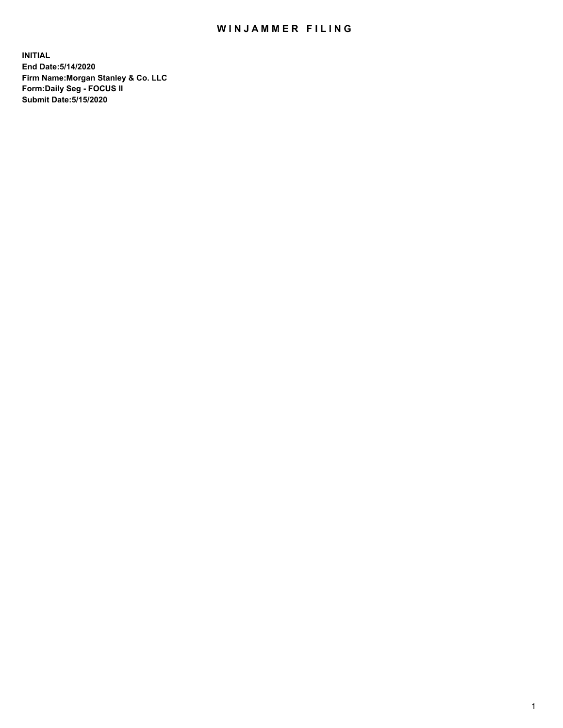# WINJAMMER FILING

**INITIAL**
**End Date:5/14/2020**
**Firm Name:Morgan Stanley & Co. LLC**
**Form:Daily Seg - FOCUS II**
**Submit Date:5/15/2020**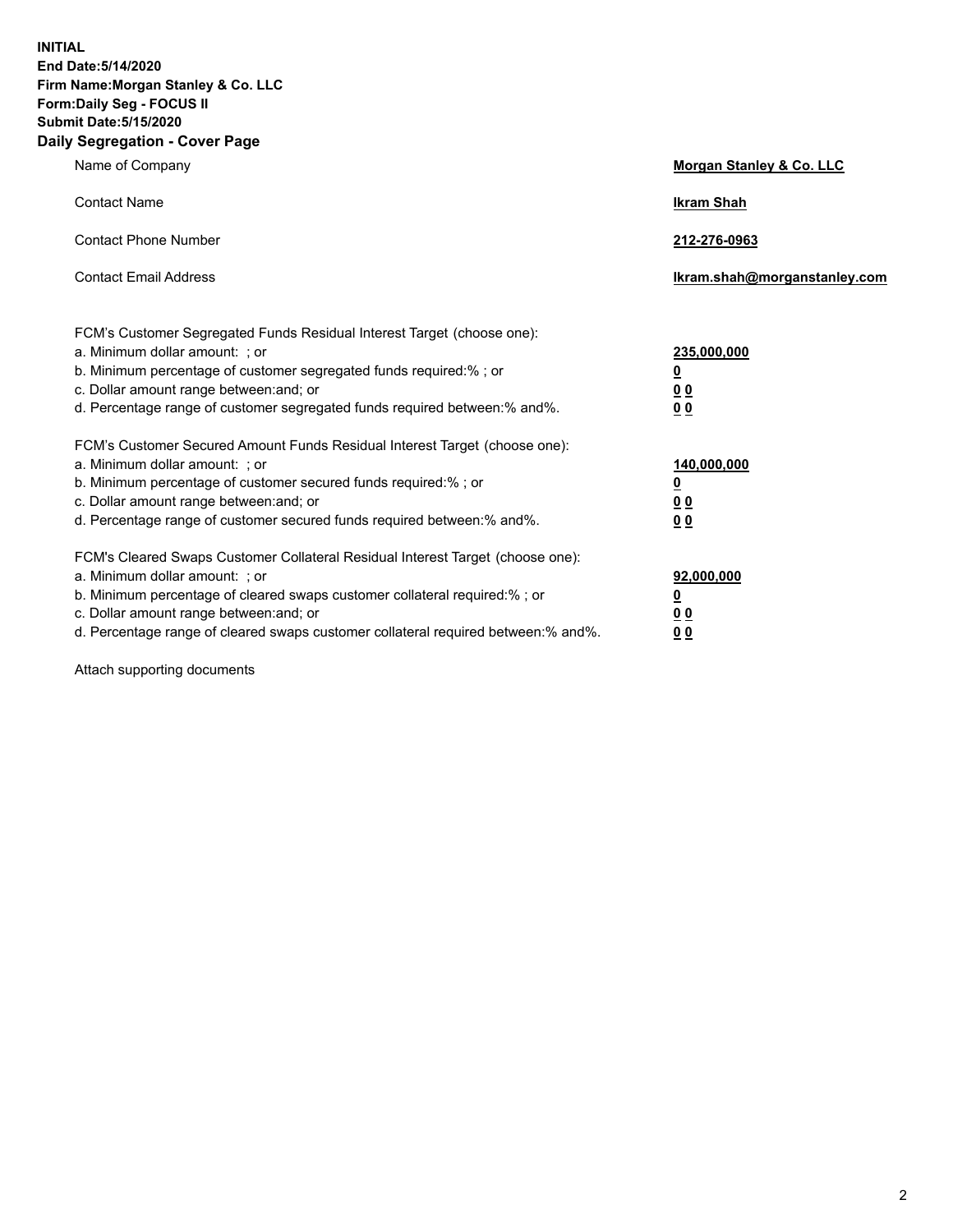**INITIAL**
**End Date:5/14/2020**
**Firm Name:Morgan Stanley & Co. LLC**
**Form:Daily Seg - FOCUS II**
**Submit Date:5/15/2020**

## Daily Segregation - Cover Page

| | |
|---|---|
| Name of Company | **Morgan Stanley & Co. LLC** |
| Contact Name | **Ikram Shah** |
| Contact Phone Number | **212-276-0963** |
| Contact Email Address | **Ikram.shah@morganstanley.com** |

| | |
|---|---|
| FCM's Customer Segregated Funds Residual Interest Target (choose one): | |
| a. Minimum dollar amount: ; or | **235,000,000** |
| b. Minimum percentage of customer segregated funds required:% ; or | **0** |
| c. Dollar amount range between:and; or | **0 0** |
| d. Percentage range of customer segregated funds required between:% and%. | **0 0** |
| FCM's Customer Secured Amount Funds Residual Interest Target (choose one): | |
| a. Minimum dollar amount: ; or | **140,000,000** |
| b. Minimum percentage of customer secured funds required:% ; or | **0** |
| c. Dollar amount range between:and; or | **0 0** |
| d. Percentage range of customer secured funds required between:% and%. | **0 0** |
| FCM's Cleared Swaps Customer Collateral Residual Interest Target (choose one): | |
| a. Minimum dollar amount: ; or | **92,000,000** |
| b. Minimum percentage of cleared swaps customer collateral required:% ; or | **0** |
| c. Dollar amount range between:and; or | **0 0** |
| d. Percentage range of cleared swaps customer collateral required between:% and%. | **0 0** |

Attach supporting documents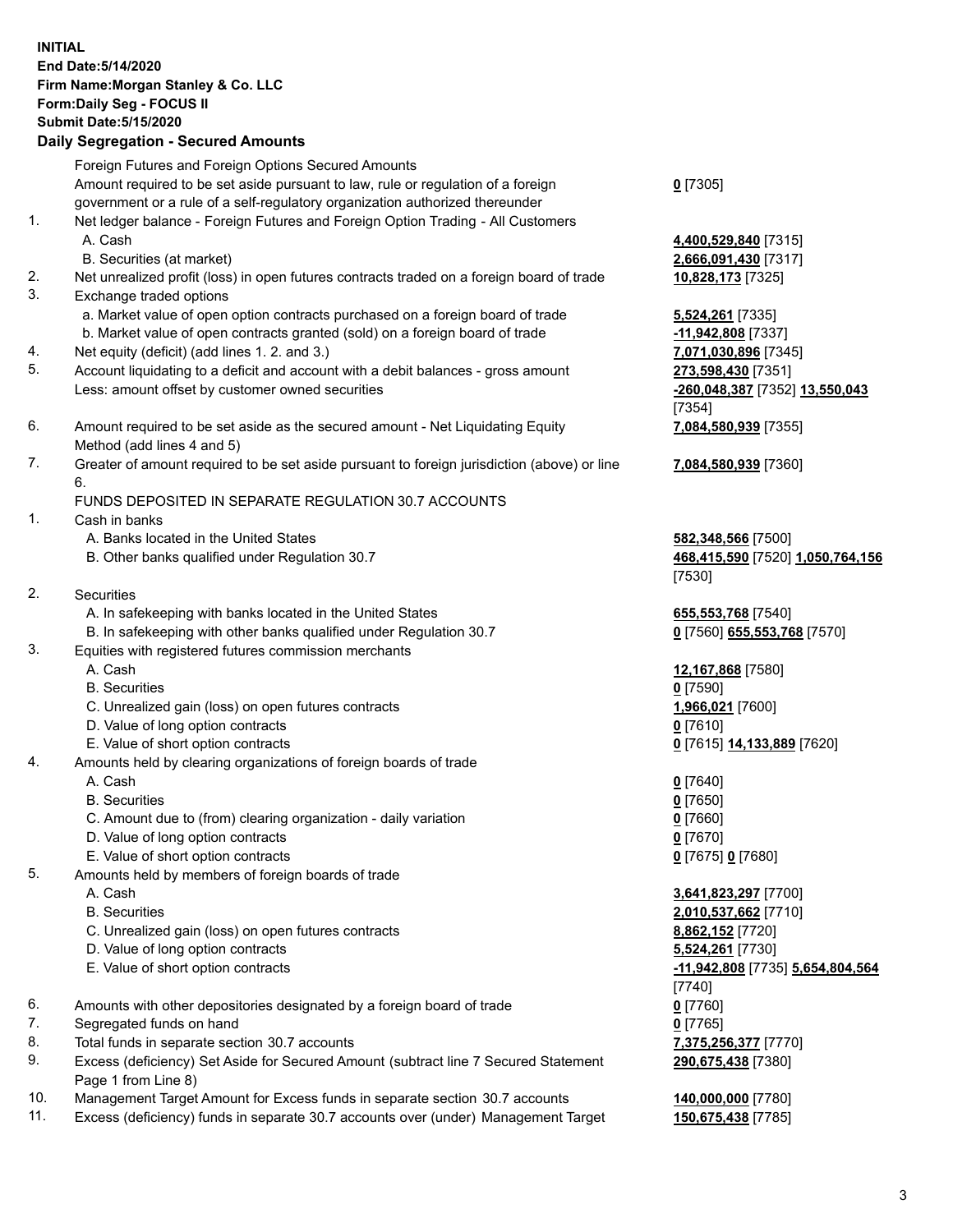**INITIAL**
**End Date:5/14/2020**
**Firm Name:Morgan Stanley & Co. LLC**
**Form:Daily Seg - FOCUS II**
**Submit Date:5/15/2020**

## Daily Segregation - Secured Amounts

| | | |
|---|---|---|
| | Foreign Futures and Foreign Options Secured Amounts | |
| | Amount required to be set aside pursuant to law, rule or regulation of a foreign government or a rule of a self-regulatory organization authorized thereunder | **0** [7305] |
| 1. | Net ledger balance - Foreign Futures and Foreign Option Trading - All Customers | |
| | A. Cash | **4,400,529,840** [7315] |
| | B. Securities (at market) | **2,666,091,430** [7317] |
| 2. | Net unrealized profit (loss) in open futures contracts traded on a foreign board of trade | **10,828,173** [7325] |
| 3. | Exchange traded options | |
| | a. Market value of open option contracts purchased on a foreign board of trade | **5,524,261** [7335] |
| | b. Market value of open contracts granted (sold) on a foreign board of trade | **-11,942,808** [7337] |
| 4. | Net equity (deficit) (add lines 1. 2. and 3.) | **7,071,030,896** [7345] |
| 5. | Account liquidating to a deficit and account with a debit balances - gross amount | **273,598,430** [7351] |
| | Less: amount offset by customer owned securities | **-260,048,387** [7352] **13,550,043** [7354] |
| 6. | Amount required to be set aside as the secured amount - Net Liquidating Equity Method (add lines 4 and 5) | **7,084,580,939** [7355] |
| 7. | Greater of amount required to be set aside pursuant to foreign jurisdiction (above) or line 6. | **7,084,580,939** [7360] |
| | FUNDS DEPOSITED IN SEPARATE REGULATION 30.7 ACCOUNTS | |
| 1. | Cash in banks | |
| | A. Banks located in the United States | **582,348,566** [7500] |
| | B. Other banks qualified under Regulation 30.7 | **468,415,590** [7520] **1,050,764,156** [7530] |
| 2. | Securities | |
| | A. In safekeeping with banks located in the United States | **655,553,768** [7540] |
| | B. In safekeeping with other banks qualified under Regulation 30.7 | **0** [7560] **655,553,768** [7570] |
| 3. | Equities with registered futures commission merchants | |
| | A. Cash | **12,167,868** [7580] |
| | B. Securities | **0** [7590] |
| | C. Unrealized gain (loss) on open futures contracts | **1,966,021** [7600] |
| | D. Value of long option contracts | **0** [7610] |
| | E. Value of short option contracts | **0** [7615] **14,133,889** [7620] |
| 4. | Amounts held by clearing organizations of foreign boards of trade | |
| | A. Cash | **0** [7640] |
| | B. Securities | **0** [7650] |
| | C. Amount due to (from) clearing organization - daily variation | **0** [7660] |
| | D. Value of long option contracts | **0** [7670] |
| | E. Value of short option contracts | **0** [7675] **0** [7680] |
| 5. | Amounts held by members of foreign boards of trade | |
| | A. Cash | **3,641,823,297** [7700] |
| | B. Securities | **2,010,537,662** [7710] |
| | C. Unrealized gain (loss) on open futures contracts | **8,862,152** [7720] |
| | D. Value of long option contracts | **5,524,261** [7730] |
| | E. Value of short option contracts | **-11,942,808** [7735] **5,654,804,564** [7740] |
| 6. | Amounts with other depositories designated by a foreign board of trade | **0** [7760] |
| 7. | Segregated funds on hand | **0** [7765] |
| 8. | Total funds in separate section 30.7 accounts | **7,375,256,377** [7770] |
| 9. | Excess (deficiency) Set Aside for Secured Amount (subtract line 7 Secured Statement Page 1 from Line 8) | **290,675,438** [7380] |
| 10. | Management Target Amount for Excess funds in separate section 30.7 accounts | **140,000,000** [7780] |
| 11. | Excess (deficiency) funds in separate 30.7 accounts over (under) Management Target | **150,675,438** [7785] |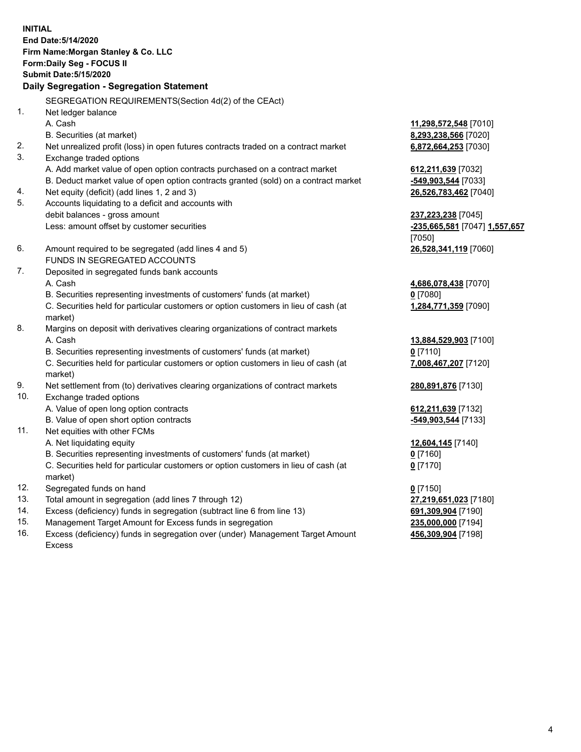**INITIAL**
**End Date:5/14/2020**
**Firm Name:Morgan Stanley & Co. LLC**
**Form:Daily Seg - FOCUS II**
**Submit Date:5/15/2020**

**Daily Segregation - Segregation Statement**

| | SEGREGATION REQUIREMENTS(Section 4d(2) of the CEAct) | |
|---|---|---|
| 1. | Net ledger balance | |
| | A. Cash | **11,298,572,548** [7010] |
| | B. Securities (at market) | **8,293,238,566** [7020] |
| 2. | Net unrealized profit (loss) in open futures contracts traded on a contract market | **6,872,664,253** [7030] |
| 3. | Exchange traded options | |
| | A. Add market value of open option contracts purchased on a contract market | **612,211,639** [7032] |
| | B. Deduct market value of open option contracts granted (sold) on a contract market | **-549,903,544** [7033] |
| 4. | Net equity (deficit) (add lines 1, 2 and 3) | **26,526,783,462** [7040] |
| 5. | Accounts liquidating to a deficit and accounts with debit balances - gross amount | **237,223,238** [7045] |
| | Less: amount offset by customer securities | **-235,665,581** [7047] **1,557,657** [7050] |
| 6. | Amount required to be segregated (add lines 4 and 5) | **26,528,341,119** [7060] |
| | FUNDS IN SEGREGATED ACCOUNTS | |
| 7. | Deposited in segregated funds bank accounts | |
| | A. Cash | **4,686,078,438** [7070] |
| | B. Securities representing investments of customers' funds (at market) | **0** [7080] |
| | C. Securities held for particular customers or option customers in lieu of cash (at market) | **1,284,771,359** [7090] |
| 8. | Margins on deposit with derivatives clearing organizations of contract markets | |
| | A. Cash | **13,884,529,903** [7100] |
| | B. Securities representing investments of customers' funds (at market) | **0** [7110] |
| | C. Securities held for particular customers or option customers in lieu of cash (at market) | **7,008,467,207** [7120] |
| 9. | Net settlement from (to) derivatives clearing organizations of contract markets | **280,891,876** [7130] |
| 10. | Exchange traded options | |
| | A. Value of open long option contracts | **612,211,639** [7132] |
| | B. Value of open short option contracts | **-549,903,544** [7133] |
| 11. | Net equities with other FCMs | |
| | A. Net liquidating equity | **12,604,145** [7140] |
| | B. Securities representing investments of customers' funds (at market) | **0** [7160] |
| | C. Securities held for particular customers or option customers in lieu of cash (at market) | **0** [7170] |
| 12. | Segregated funds on hand | **0** [7150] |
| 13. | Total amount in segregation (add lines 7 through 12) | **27,219,651,023** [7180] |
| 14. | Excess (deficiency) funds in segregation (subtract line 6 from line 13) | **691,309,904** [7190] |
| 15. | Management Target Amount for Excess funds in segregation | **235,000,000** [7194] |
| 16. | Excess (deficiency) funds in segregation over (under) Management Target Amount Excess | **456,309,904** [7198] |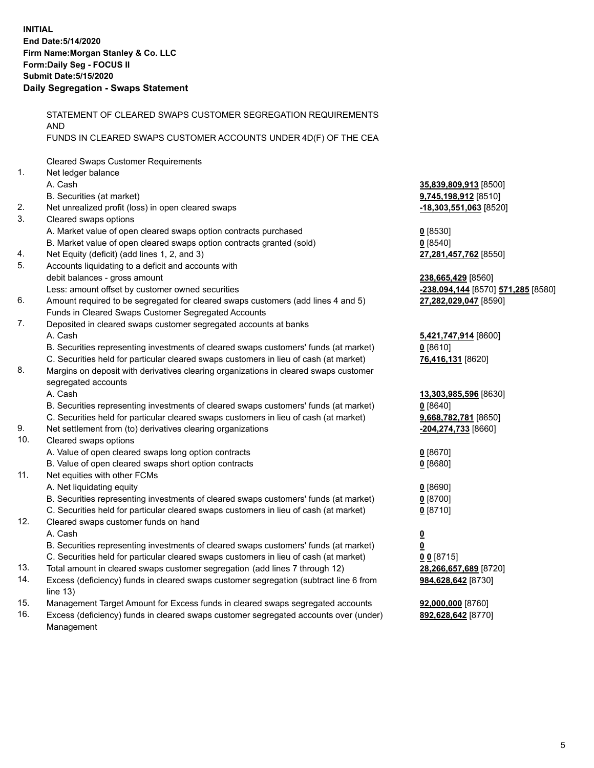**INITIAL**
**End Date:5/14/2020**
**Firm Name:Morgan Stanley & Co. LLC**
**Form:Daily Seg - FOCUS II**
**Submit Date:5/15/2020**
**Daily Segregation - Swaps Statement**

STATEMENT OF CLEARED SWAPS CUSTOMER SEGREGATION REQUIREMENTS AND
FUNDS IN CLEARED SWAPS CUSTOMER ACCOUNTS UNDER 4D(F) OF THE CEA

| | | |
|---|---|---|
| | Cleared Swaps Customer Requirements | |
| 1. | Net ledger balance | |
| | A. Cash | **35,839,809,913** [8500] |
| | B. Securities (at market) | **9,745,198,912** [8510] |
| 2. | Net unrealized profit (loss) in open cleared swaps | **-18,303,551,063** [8520] |
| 3. | Cleared swaps options | |
| | A. Market value of open cleared swaps option contracts purchased | **0** [8530] |
| | B. Market value of open cleared swaps option contracts granted (sold) | **0** [8540] |
| 4. | Net Equity (deficit) (add lines 1, 2, and 3) | **27,281,457,762** [8550] |
| 5. | Accounts liquidating to a deficit and accounts with | |
| | debit balances - gross amount | **238,665,429** [8560] |
| | Less: amount offset by customer owned securities | **-238,094,144** [8570] **571,285** [8580] |
| 6. | Amount required to be segregated for cleared swaps customers (add lines 4 and 5) | **27,282,029,047** [8590] |
| | Funds in Cleared Swaps Customer Segregated Accounts | |
| 7. | Deposited in cleared swaps customer segregated accounts at banks | |
| | A. Cash | **5,421,747,914** [8600] |
| | B. Securities representing investments of cleared swaps customers' funds (at market) | **0** [8610] |
| | C. Securities held for particular cleared swaps customers in lieu of cash (at market) | **76,416,131** [8620] |
| 8. | Margins on deposit with derivatives clearing organizations in cleared swaps customer segregated accounts | |
| | A. Cash | **13,303,985,596** [8630] |
| | B. Securities representing investments of cleared swaps customers' funds (at market) | **0** [8640] |
| | C. Securities held for particular cleared swaps customers in lieu of cash (at market) | **9,668,782,781** [8650] |
| 9. | Net settlement from (to) derivatives clearing organizations | **-204,274,733** [8660] |
| 10. | Cleared swaps options | |
| | A. Value of open cleared swaps long option contracts | **0** [8670] |
| | B. Value of open cleared swaps short option contracts | **0** [8680] |
| 11. | Net equities with other FCMs | |
| | A. Net liquidating equity | **0** [8690] |
| | B. Securities representing investments of cleared swaps customers' funds (at market) | **0** [8700] |
| | C. Securities held for particular cleared swaps customers in lieu of cash (at market) | **0** [8710] |
| 12. | Cleared swaps customer funds on hand | |
| | A. Cash | **0** |
| | B. Securities representing investments of cleared swaps customers' funds (at market) | **0** |
| | C. Securities held for particular cleared swaps customers in lieu of cash (at market) | **0** **0** [8715] |
| 13. | Total amount in cleared swaps customer segregation (add lines 7 through 12) | **28,266,657,689** [8720] |
| 14. | Excess (deficiency) funds in cleared swaps customer segregation (subtract line 6 from line 13) | **984,628,642** [8730] |
| 15. | Management Target Amount for Excess funds in cleared swaps segregated accounts | **92,000,000** [8760] |
| 16. | Excess (deficiency) funds in cleared swaps customer segregated accounts over (under) Management | **892,628,642** [8770] |